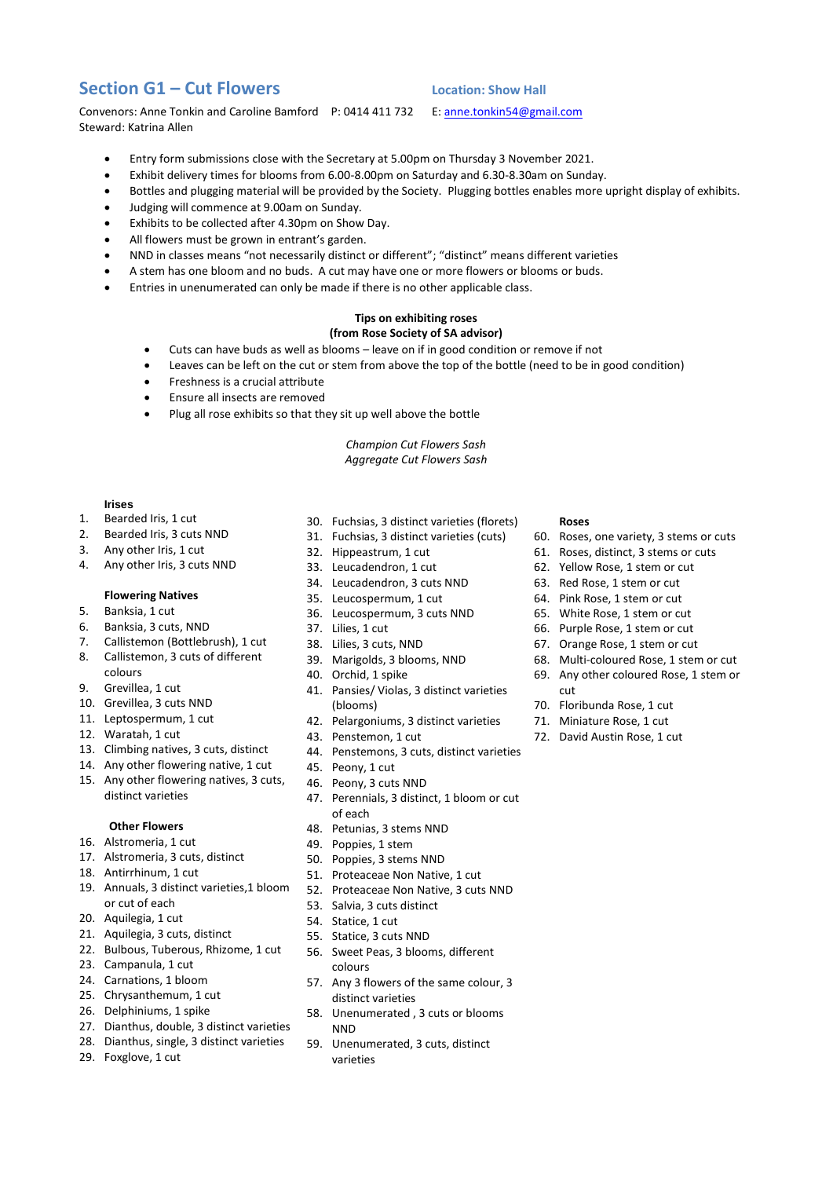## Section G1 – Cut Flowers

**Location: Show Hall**

Convenors: Anne Tonkin and Caroline Bamford P: 0414 411 732 E: anne.tonkin54@gmail.com
Steward: Katrina Allen

- Entry form submissions close with the Secretary at 5.00pm on Thursday 3 November 2021.
- Exhibit delivery times for blooms from 6.00-8.00pm on Saturday and 6.30-8.30am on Sunday.
- Bottles and plugging material will be provided by the Society. Plugging bottles enables more upright display of exhibits.
- Judging will commence at 9.00am on Sunday.
- Exhibits to be collected after 4.30pm on Show Day.
- All flowers must be grown in entrant's garden.
- NND in classes means "not necessarily distinct or different"; "distinct" means different varieties
- A stem has one bloom and no buds. A cut may have one or more flowers or blooms or buds.
- Entries in unenumerated can only be made if there is no other applicable class.

**Tips on exhibiting roses**
**(from Rose Society of SA advisor)**

- Cuts can have buds as well as blooms – leave on if in good condition or remove if not
- Leaves can be left on the cut or stem from above the top of the bottle (need to be in good condition)
- Freshness is a crucial attribute
- Ensure all insects are removed
- Plug all rose exhibits so that they sit up well above the bottle

*Champion Cut Flowers Sash*
*Aggregate Cut Flowers Sash*

**Irises**

1. Bearded Iris, 1 cut
2. Bearded Iris, 3 cuts NND
3. Any other Iris, 1 cut
4. Any other Iris, 3 cuts NND

**Flowering Natives**

5. Banksia, 1 cut
6. Banksia, 3 cuts, NND
7. Callistemon (Bottlebrush), 1 cut
8. Callistemon, 3 cuts of different colours
9. Grevillea, 1 cut
10. Grevillea, 3 cuts NND
11. Leptospermum, 1 cut
12. Waratah, 1 cut
13. Climbing natives, 3 cuts, distinct
14. Any other flowering native, 1 cut
15. Any other flowering natives, 3 cuts, distinct varieties

**Other Flowers**

16. Alstromeria, 1 cut
17. Alstromeria, 3 cuts, distinct
18. Antirrhinum, 1 cut
19. Annuals, 3 distinct varieties,1 bloom or cut of each
20. Aquilegia, 1 cut
21. Aquilegia, 3 cuts, distinct
22. Bulbous, Tuberous, Rhizome, 1 cut
23. Campanula, 1 cut
24. Carnations, 1 bloom
25. Chrysanthemum, 1 cut
26. Delphiniums, 1 spike
27. Dianthus, double, 3 distinct varieties
28. Dianthus, single, 3 distinct varieties
29. Foxglove, 1 cut
30. Fuchsias, 3 distinct varieties (florets)
31. Fuchsias, 3 distinct varieties (cuts)
32. Hippeastrum, 1 cut
33. Leucadendron, 1 cut
34. Leucadendron, 3 cuts NND
35. Leucospermum, 1 cut
36. Leucospermum, 3 cuts NND
37. Lilies, 1 cut
38. Lilies, 3 cuts, NND
39. Marigolds, 3 blooms, NND
40. Orchid, 1 spike
41. Pansies/ Violas, 3 distinct varieties (blooms)
42. Pelargoniums, 3 distinct varieties
43. Penstemon, 1 cut
44. Penstemons, 3 cuts, distinct varieties
45. Peony, 1 cut
46. Peony, 3 cuts NND
47. Perennials, 3 distinct, 1 bloom or cut of each
48. Petunias, 3 stems NND
49. Poppies, 1 stem
50. Poppies, 3 stems NND
51. Proteaceae Non Native, 1 cut
52. Proteaceae Non Native, 3 cuts NND
53. Salvia, 3 cuts distinct
54. Statice, 1 cut
55. Statice, 3 cuts NND
56. Sweet Peas, 3 blooms, different colours
57. Any 3 flowers of the same colour, 3 distinct varieties
58. Unenumerated , 3 cuts or blooms NND
59. Unenumerated, 3 cuts, distinct varieties

**Roses**

60. Roses, one variety, 3 stems or cuts
61. Roses, distinct, 3 stems or cuts
62. Yellow Rose, 1 stem or cut
63. Red Rose, 1 stem or cut
64. Pink Rose, 1 stem or cut
65. White Rose, 1 stem or cut
66. Purple Rose, 1 stem or cut
67. Orange Rose, 1 stem or cut
68. Multi-coloured Rose, 1 stem or cut
69. Any other coloured Rose, 1 stem or cut
70. Floribunda Rose, 1 cut
71. Miniature Rose, 1 cut
72. David Austin Rose, 1 cut